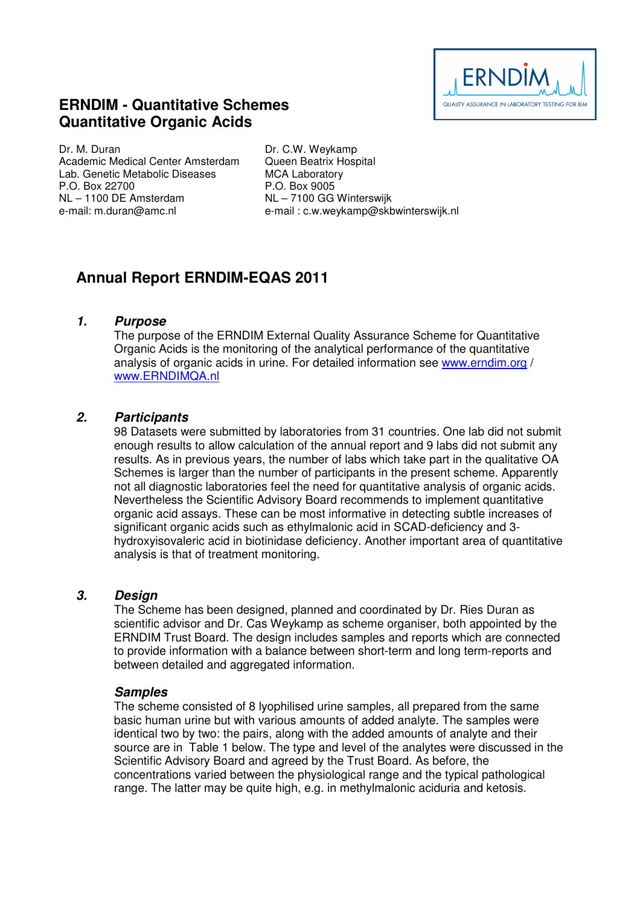# ERNDIM - Quantitative Schemes
# Quantitative Organic Acids

Dr. M. Duran
Academic Medical Center Amsterdam
Lab. Genetic Metabolic Diseases
P.O. Box 22700
NL – 1100 DE Amsterdam
e-mail: m.duran@amc.nl

Dr. C.W. Weykamp
Queen Beatrix Hospital
MCA Laboratory
P.O. Box 9005
NL – 7100 GG Winterswijk
e-mail : c.w.weykamp@skbwinterswijk.nl

## Annual Report ERNDIM-EQAS 2011

### 1. *Purpose*

The purpose of the ERNDIM External Quality Assurance Scheme for Quantitative Organic Acids is the monitoring of the analytical performance of the quantitative analysis of organic acids in urine. For detailed information see www.erndim.org / www.ERNDIMQA.nl

### 2. *Participants*

98 Datasets were submitted by laboratories from 31 countries. One lab did not submit enough results to allow calculation of the annual report and 9 labs did not submit any results. As in previous years, the number of labs which take part in the qualitative OA Schemes is larger than the number of participants in the present scheme. Apparently not all diagnostic laboratories feel the need for quantitative analysis of organic acids. Nevertheless the Scientific Advisory Board recommends to implement quantitative organic acid assays. These can be most informative in detecting subtle increases of significant organic acids such as ethylmalonic acid in SCAD-deficiency and 3-hydroxyisovaleric acid in biotinidase deficiency. Another important area of quantitative analysis is that of treatment monitoring.

### 3. *Design*

The Scheme has been designed, planned and coordinated by Dr. Ries Duran as scientific advisor and Dr. Cas Weykamp as scheme organiser, both appointed by the ERNDIM Trust Board. The design includes samples and reports which are connected to provide information with a balance between short-term and long term-reports and between detailed and aggregated information.

#### *Samples*

The scheme consisted of 8 lyophilised urine samples, all prepared from the same basic human urine but with various amounts of added analyte. The samples were identical two by two: the pairs, along with the added amounts of analyte and their source are in Table 1 below. The type and level of the analytes were discussed in the Scientific Advisory Board and agreed by the Trust Board. As before, the concentrations varied between the physiological range and the typical pathological range. The latter may be quite high, e.g. in methylmalonic aciduria and ketosis.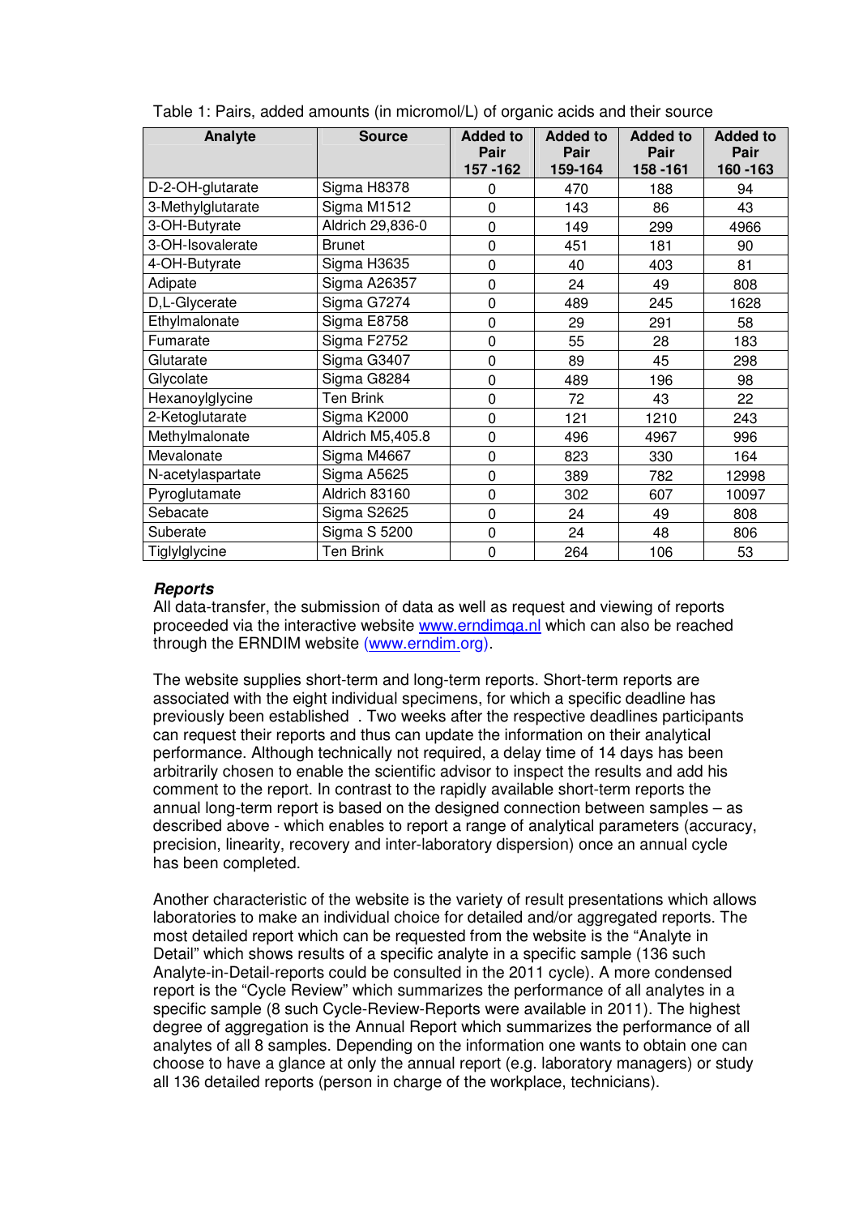Table 1: Pairs, added amounts (in micromol/L) of organic acids and their source

| Analyte | Source | Added to Pair 157 -162 | Added to Pair 159-164 | Added to Pair 158 -161 | Added to Pair 160 -163 |
|---|---|---|---|---|---|
| D-2-OH-glutarate | Sigma H8378 | 0 | 470 | 188 | 94 |
| 3-Methylglutarate | Sigma M1512 | 0 | 143 | 86 | 43 |
| 3-OH-Butyrate | Aldrich 29,836-0 | 0 | 149 | 299 | 4966 |
| 3-OH-Isovalerate | Brunet | 0 | 451 | 181 | 90 |
| 4-OH-Butyrate | Sigma H3635 | 0 | 40 | 403 | 81 |
| Adipate | Sigma A26357 | 0 | 24 | 49 | 808 |
| D,L-Glycerate | Sigma G7274 | 0 | 489 | 245 | 1628 |
| Ethylmalonate | Sigma E8758 | 0 | 29 | 291 | 58 |
| Fumarate | Sigma F2752 | 0 | 55 | 28 | 183 |
| Glutarate | Sigma G3407 | 0 | 89 | 45 | 298 |
| Glycolate | Sigma G8284 | 0 | 489 | 196 | 98 |
| Hexanoylglycine | Ten Brink | 0 | 72 | 43 | 22 |
| 2-Ketoglutarate | Sigma K2000 | 0 | 121 | 1210 | 243 |
| Methylmalonate | Aldrich M5,405.8 | 0 | 496 | 4967 | 996 |
| Mevalonate | Sigma M4667 | 0 | 823 | 330 | 164 |
| N-acetylaspartate | Sigma A5625 | 0 | 389 | 782 | 12998 |
| Pyroglutamate | Aldrich 83160 | 0 | 302 | 607 | 10097 |
| Sebacate | Sigma S2625 | 0 | 24 | 49 | 808 |
| Suberate | Sigma S 5200 | 0 | 24 | 48 | 806 |
| Tiglylglycine | Ten Brink | 0 | 264 | 106 | 53 |

### *Reports*

All data-transfer, the submission of data as well as request and viewing of reports proceeded via the interactive website www.erndimqa.nl which can also be reached through the ERNDIM website (www.erndim.org).

The website supplies short-term and long-term reports. Short-term reports are associated with the eight individual specimens, for which a specific deadline has previously been established . Two weeks after the respective deadlines participants can request their reports and thus can update the information on their analytical performance. Although technically not required, a delay time of 14 days has been arbitrarily chosen to enable the scientific advisor to inspect the results and add his comment to the report. In contrast to the rapidly available short-term reports the annual long-term report is based on the designed connection between samples – as described above - which enables to report a range of analytical parameters (accuracy, precision, linearity, recovery and inter-laboratory dispersion) once an annual cycle has been completed.

Another characteristic of the website is the variety of result presentations which allows laboratories to make an individual choice for detailed and/or aggregated reports. The most detailed report which can be requested from the website is the "Analyte in Detail" which shows results of a specific analyte in a specific sample (136 such Analyte-in-Detail-reports could be consulted in the 2011 cycle). A more condensed report is the "Cycle Review" which summarizes the performance of all analytes in a specific sample (8 such Cycle-Review-Reports were available in 2011). The highest degree of aggregation is the Annual Report which summarizes the performance of all analytes of all 8 samples. Depending on the information one wants to obtain one can choose to have a glance at only the annual report (e.g. laboratory managers) or study all 136 detailed reports (person in charge of the workplace, technicians).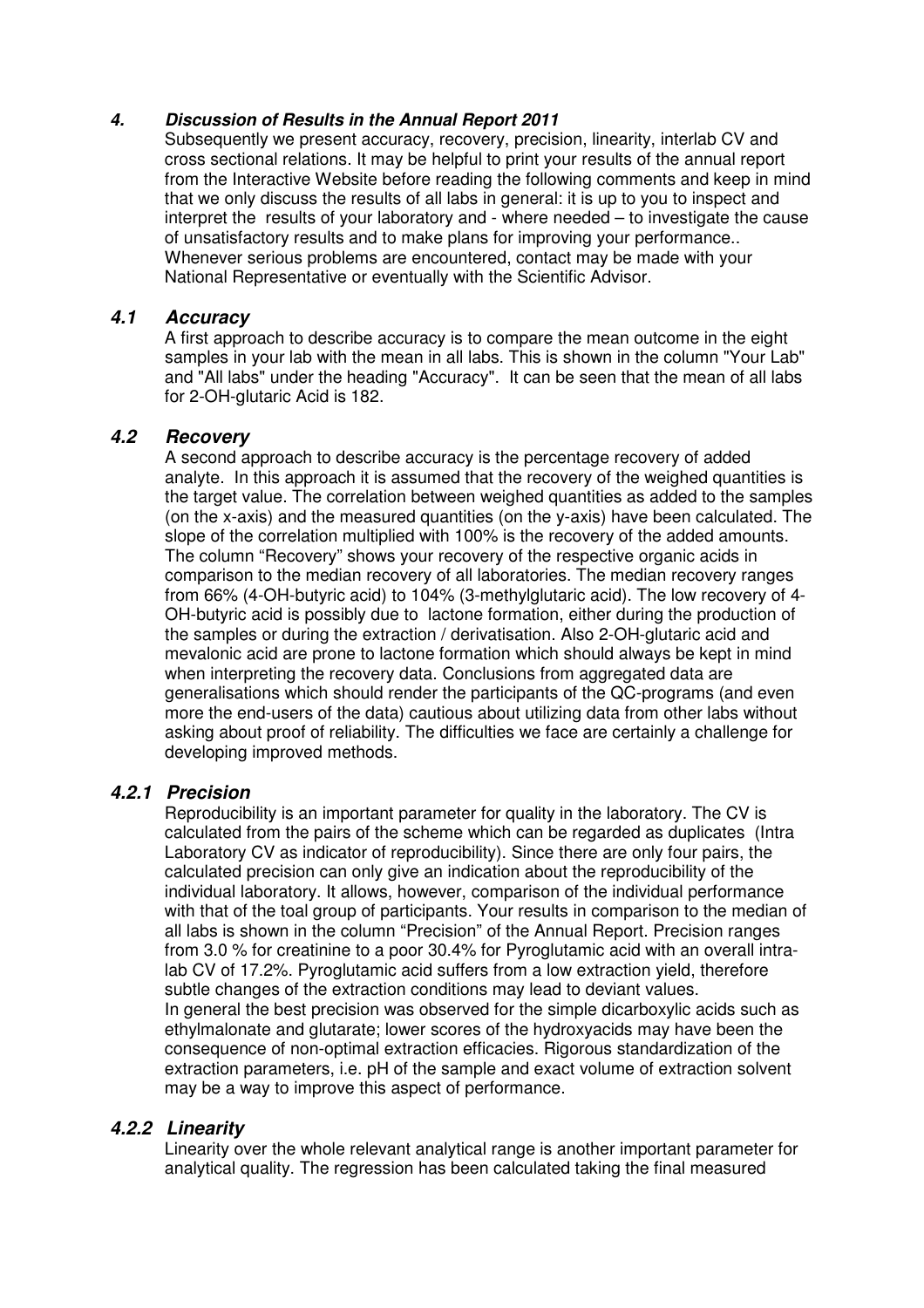## *4. Discussion of Results in the Annual Report 2011*

Subsequently we present accuracy, recovery, precision, linearity, interlab CV and cross sectional relations. It may be helpful to print your results of the annual report from the Interactive Website before reading the following comments and keep in mind that we only discuss the results of all labs in general: it is up to you to inspect and interpret the results of your laboratory and - where needed – to investigate the cause of unsatisfactory results and to make plans for improving your performance.. Whenever serious problems are encountered, contact may be made with your National Representative or eventually with the Scientific Advisor.

### *4.1 Accuracy*

A first approach to describe accuracy is to compare the mean outcome in the eight samples in your lab with the mean in all labs. This is shown in the column "Your Lab" and "All labs" under the heading "Accuracy". It can be seen that the mean of all labs for 2-OH-glutaric Acid is 182.

### *4.2 Recovery*

A second approach to describe accuracy is the percentage recovery of added analyte. In this approach it is assumed that the recovery of the weighed quantities is the target value. The correlation between weighed quantities as added to the samples (on the x-axis) and the measured quantities (on the y-axis) have been calculated. The slope of the correlation multiplied with 100% is the recovery of the added amounts. The column "Recovery" shows your recovery of the respective organic acids in comparison to the median recovery of all laboratories. The median recovery ranges from 66% (4-OH-butyric acid) to 104% (3-methylglutaric acid). The low recovery of 4-OH-butyric acid is possibly due to lactone formation, either during the production of the samples or during the extraction / derivatisation. Also 2-OH-glutaric acid and mevalonic acid are prone to lactone formation which should always be kept in mind when interpreting the recovery data. Conclusions from aggregated data are generalisations which should render the participants of the QC-programs (and even more the end-users of the data) cautious about utilizing data from other labs without asking about proof of reliability. The difficulties we face are certainly a challenge for developing improved methods.

#### *4.2.1 Precision*

Reproducibility is an important parameter for quality in the laboratory. The CV is calculated from the pairs of the scheme which can be regarded as duplicates (Intra Laboratory CV as indicator of reproducibility). Since there are only four pairs, the calculated precision can only give an indication about the reproducibility of the individual laboratory. It allows, however, comparison of the individual performance with that of the toal group of participants. Your results in comparison to the median of all labs is shown in the column "Precision" of the Annual Report. Precision ranges from 3.0 % for creatinine to a poor 30.4% for Pyroglutamic acid with an overall intra-lab CV of 17.2%. Pyroglutamic acid suffers from a low extraction yield, therefore subtle changes of the extraction conditions may lead to deviant values.

In general the best precision was observed for the simple dicarboxylic acids such as ethylmalonate and glutarate; lower scores of the hydroxyacids may have been the consequence of non-optimal extraction efficacies. Rigorous standardization of the extraction parameters, i.e. pH of the sample and exact volume of extraction solvent may be a way to improve this aspect of performance.

#### *4.2.2 Linearity*

Linearity over the whole relevant analytical range is another important parameter for analytical quality. The regression has been calculated taking the final measured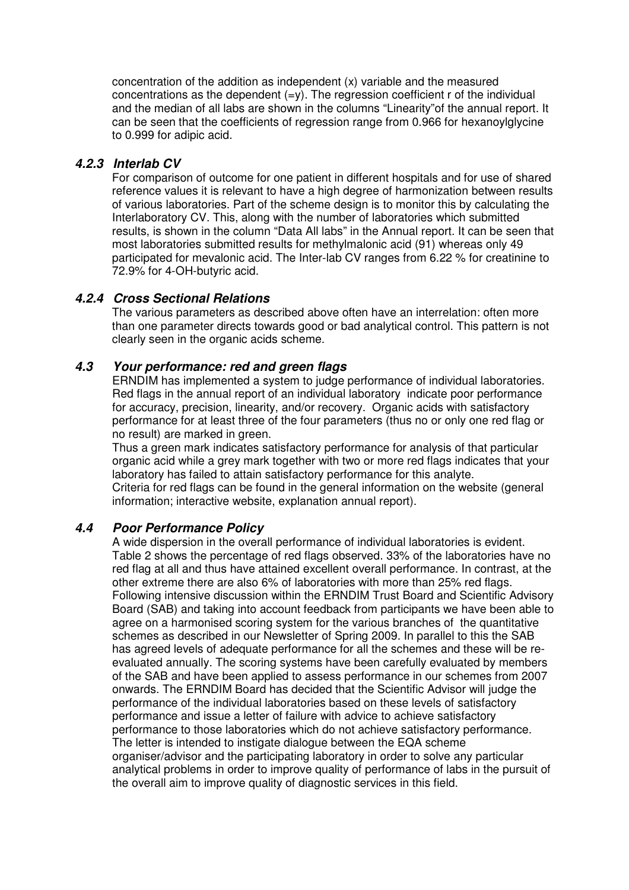concentration of the addition as independent (x) variable and the measured concentrations as the dependent (=y). The regression coefficient r of the individual and the median of all labs are shown in the columns "Linearity"of the annual report. It can be seen that the coefficients of regression range from 0.966 for hexanoylglycine to 0.999 for adipic acid.

### *4.2.3 Interlab CV*

For comparison of outcome for one patient in different hospitals and for use of shared reference values it is relevant to have a high degree of harmonization between results of various laboratories. Part of the scheme design is to monitor this by calculating the Interlaboratory CV. This, along with the number of laboratories which submitted results, is shown in the column "Data All labs" in the Annual report. It can be seen that most laboratories submitted results for methylmalonic acid (91) whereas only 49 participated for mevalonic acid. The Inter-lab CV ranges from 6.22 % for creatinine to 72.9% for 4-OH-butyric acid.

### *4.2.4 Cross Sectional Relations*

The various parameters as described above often have an interrelation: often more than one parameter directs towards good or bad analytical control. This pattern is not clearly seen in the organic acids scheme.

## *4.3 Your performance: red and green flags*

ERNDIM has implemented a system to judge performance of individual laboratories. Red flags in the annual report of an individual laboratory indicate poor performance for accuracy, precision, linearity, and/or recovery. Organic acids with satisfactory performance for at least three of the four parameters (thus no or only one red flag or no result) are marked in green.

Thus a green mark indicates satisfactory performance for analysis of that particular organic acid while a grey mark together with two or more red flags indicates that your laboratory has failed to attain satisfactory performance for this analyte.

Criteria for red flags can be found in the general information on the website (general information; interactive website, explanation annual report).

## *4.4 Poor Performance Policy*

A wide dispersion in the overall performance of individual laboratories is evident. Table 2 shows the percentage of red flags observed. 33% of the laboratories have no red flag at all and thus have attained excellent overall performance. In contrast, at the other extreme there are also 6% of laboratories with more than 25% red flags. Following intensive discussion within the ERNDIM Trust Board and Scientific Advisory Board (SAB) and taking into account feedback from participants we have been able to agree on a harmonised scoring system for the various branches of the quantitative schemes as described in our Newsletter of Spring 2009. In parallel to this the SAB has agreed levels of adequate performance for all the schemes and these will be re-evaluated annually. The scoring systems have been carefully evaluated by members of the SAB and have been applied to assess performance in our schemes from 2007 onwards. The ERNDIM Board has decided that the Scientific Advisor will judge the performance of the individual laboratories based on these levels of satisfactory performance and issue a letter of failure with advice to achieve satisfactory performance to those laboratories which do not achieve satisfactory performance. The letter is intended to instigate dialogue between the EQA scheme organiser/advisor and the participating laboratory in order to solve any particular analytical problems in order to improve quality of performance of labs in the pursuit of the overall aim to improve quality of diagnostic services in this field.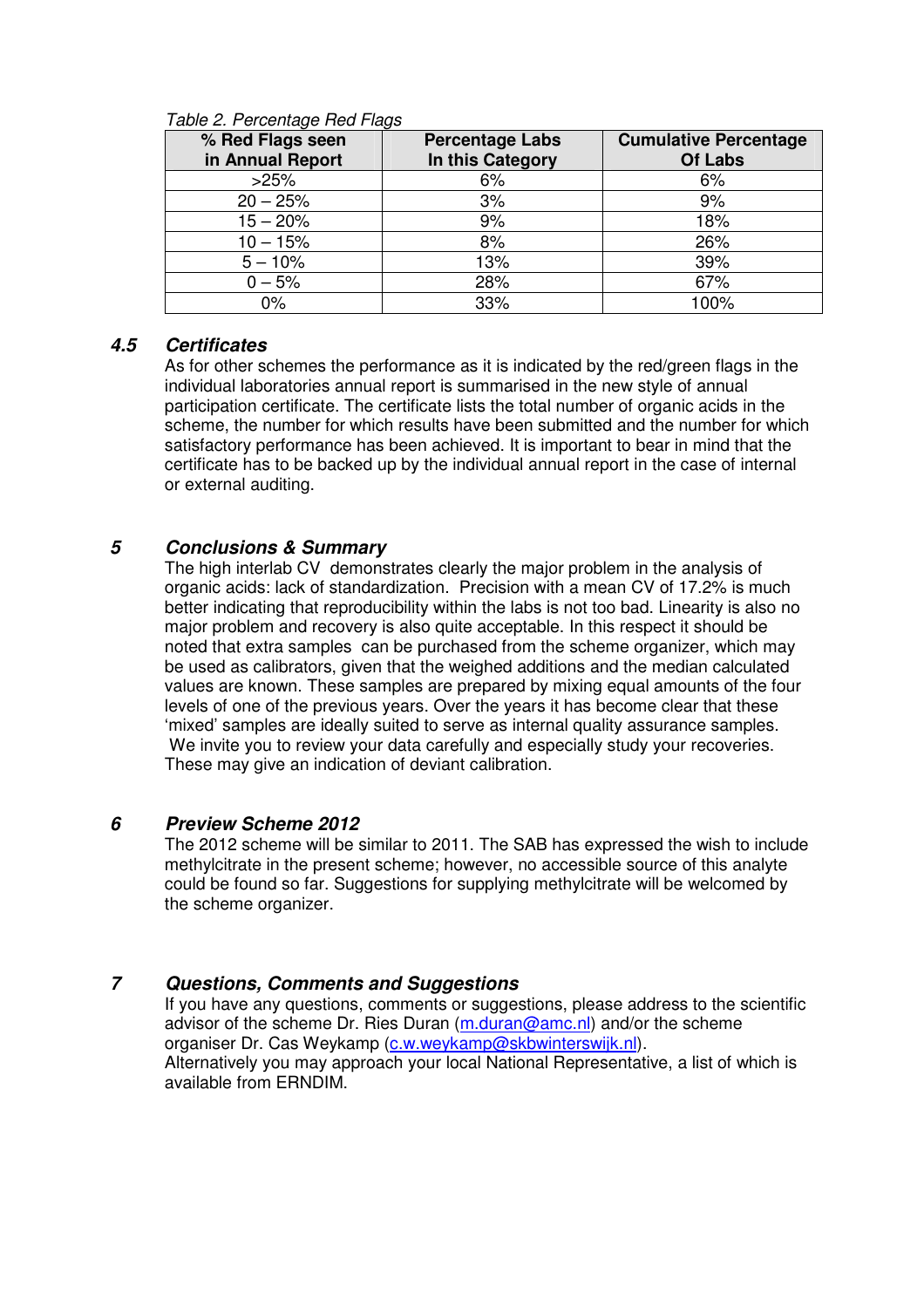*Table 2. Percentage Red Flags*

| % Red Flags seen in Annual Report | Percentage Labs In this Category | Cumulative Percentage Of Labs |
|---|---|---|
| >25% | 6% | 6% |
| 20 – 25% | 3% | 9% |
| 15 – 20% | 9% | 18% |
| 10 – 15% | 8% | 26% |
| 5 – 10% | 13% | 39% |
| 0 – 5% | 28% | 67% |
| 0% | 33% | 100% |

### 4.5 Certificates

As for other schemes the performance as it is indicated by the red/green flags in the individual laboratories annual report is summarised in the new style of annual participation certificate. The certificate lists the total number of organic acids in the scheme, the number for which results have been submitted and the number for which satisfactory performance has been achieved. It is important to bear in mind that the certificate has to be backed up by the individual annual report in the case of internal or external auditing.

## 5 Conclusions & Summary

The high interlab CV demonstrates clearly the major problem in the analysis of organic acids: lack of standardization. Precision with a mean CV of 17.2% is much better indicating that reproducibility within the labs is not too bad. Linearity is also no major problem and recovery is also quite acceptable. In this respect it should be noted that extra samples can be purchased from the scheme organizer, which may be used as calibrators, given that the weighed additions and the median calculated values are known. These samples are prepared by mixing equal amounts of the four levels of one of the previous years. Over the years it has become clear that these 'mixed' samples are ideally suited to serve as internal quality assurance samples. We invite you to review your data carefully and especially study your recoveries. These may give an indication of deviant calibration.

## 6 Preview Scheme 2012

The 2012 scheme will be similar to 2011. The SAB has expressed the wish to include methylcitrate in the present scheme; however, no accessible source of this analyte could be found so far. Suggestions for supplying methylcitrate will be welcomed by the scheme organizer.

## 7 Questions, Comments and Suggestions

If you have any questions, comments or suggestions, please address to the scientific advisor of the scheme Dr. Ries Duran (m.duran@amc.nl) and/or the scheme organiser Dr. Cas Weykamp (c.w.weykamp@skbwinterswijk.nl).
Alternatively you may approach your local National Representative, a list of which is available from ERNDIM.